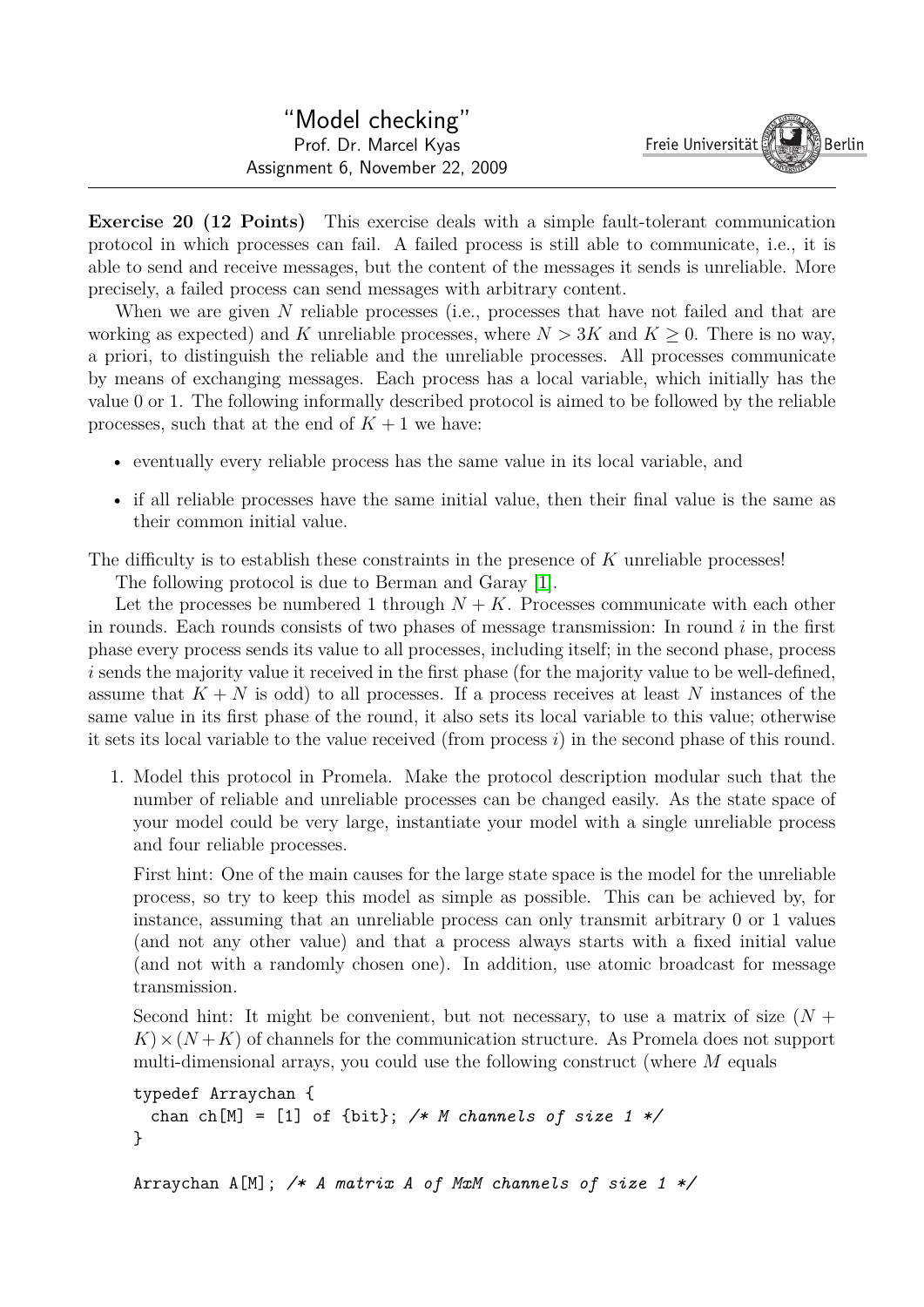"Model checking"
Prof. Dr. Marcel Kyas
Assignment 6, November 22, 2009

---

**Exercise 20 (12 Points)** This exercise deals with a simple fault-tolerant communication protocol in which processes can fail. A failed process is still able to communicate, i.e., it is able to send and receive messages, but the content of the messages it sends is unreliable. More precisely, a failed process can send messages with arbitrary content.

When we are given $N$ reliable processes (i.e., processes that have not failed and that are working as expected) and $K$ unreliable processes, where $N > 3K$ and $K \geq 0$. There is no way, a priori, to distinguish the reliable and the unreliable processes. All processes communicate by means of exchanging messages. Each process has a local variable, which initially has the value 0 or 1. The following informally described protocol is aimed to be followed by the reliable processes, such that at the end of $K + 1$ we have:

- eventually every reliable process has the same value in its local variable, and
- if all reliable processes have the same initial value, then their final value is the same as their common initial value.

The difficulty is to establish these constraints in the presence of $K$ unreliable processes!

The following protocol is due to Berman and Garay [1].

Let the processes be numbered 1 through $N + K$. Processes communicate with each other in rounds. Each rounds consists of two phases of message transmission: In round $i$ in the first phase every process sends its value to all processes, including itself; in the second phase, process $i$ sends the majority value it received in the first phase (for the majority value to be well-defined, assume that $K + N$ is odd) to all processes. If a process receives at least $N$ instances of the same value in its first phase of the round, it also sets its local variable to this value; otherwise it sets its local variable to the value received (from process $i$) in the second phase of this round.

1. Model this protocol in Promela. Make the protocol description modular such that the number of reliable and unreliable processes can be changed easily. As the state space of your model could be very large, instantiate your model with a single unreliable process and four reliable processes.

   First hint: One of the main causes for the large state space is the model for the unreliable process, so try to keep this model as simple as possible. This can be achieved by, for instance, assuming that an unreliable process can only transmit arbitrary 0 or 1 values (and not any other value) and that a process always starts with a fixed initial value (and not with a randomly chosen one). In addition, use atomic broadcast for message transmission.

   Second hint: It might be convenient, but not necessary, to use a matrix of size $(N + K) \times (N + K)$ of channels for the communication structure. As Promela does not support multi-dimensional arrays, you could use the following construct (where $M$ equals

```
typedef Arraychan {
  chan ch[M] = [1] of {bit}; /* M channels of size 1 */
}

Arraychan A[M]; /* A matrix A of MxM channels of size 1 */
```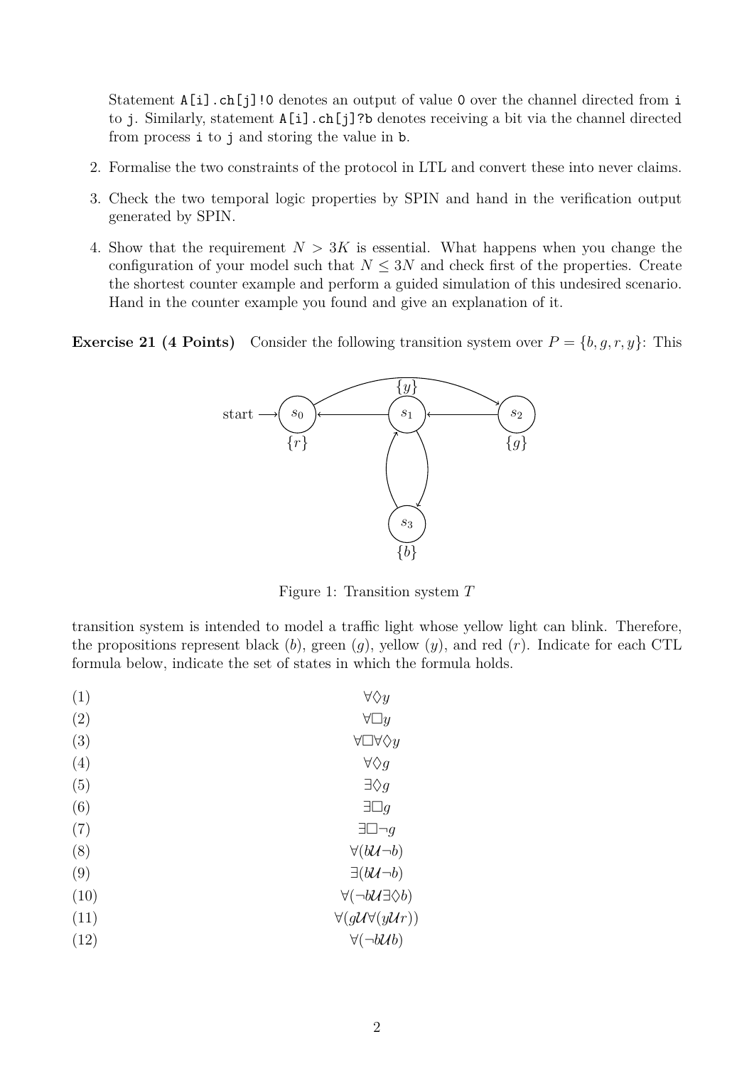Statement `A[i].ch[j]!0` denotes an output of value `0` over the channel directed from `i` to `j`. Similarly, statement `A[i].ch[j]?b` denotes receiving a bit via the channel directed from process `i` to `j` and storing the value in `b`.

2. Formalise the two constraints of the protocol in LTL and convert these into never claims.
3. Check the two temporal logic properties by SPIN and hand in the verification output generated by SPIN.
4. Show that the requirement $N > 3K$ is essential. What happens when you change the configuration of your model such that $N \leq 3N$ and check first of the properties. Create the shortest counter example and perform a guided simulation of this undesired scenario. Hand in the counter example you found and give an explanation of it.

**Exercise 21 (4 Points)** Consider the following transition system over $P = \{b, g, r, y\}$: This

Figure 1: Transition system $T$

transition system is intended to model a traffic light whose yellow light can blink. Therefore, the propositions represent black ($b$), green ($g$), yellow ($y$), and red ($r$). Indicate for each CTL formula below, indicate the set of states in which the formula holds.

(1) $\forall\Diamond y$

(2) $\forall\Box y$

(3) $\forall\Box\forall\Diamond y$

(4) $\forall\Diamond g$

(5) $\exists\Diamond g$

(6) $\exists\Box g$

(7) $\exists\Box\neg g$

(8) $\forall(b\,\mathcal{U}\,\neg b)$

(9) $\exists(b\,\mathcal{U}\,\neg b)$

(10) $\forall(\neg b\,\mathcal{U}\,\exists\Diamond b)$

(11) $\forall(g\,\mathcal{U}\,\forall(y\,\mathcal{U}\,r))$

(12) $\forall(\neg b\,\mathcal{U}\,b)$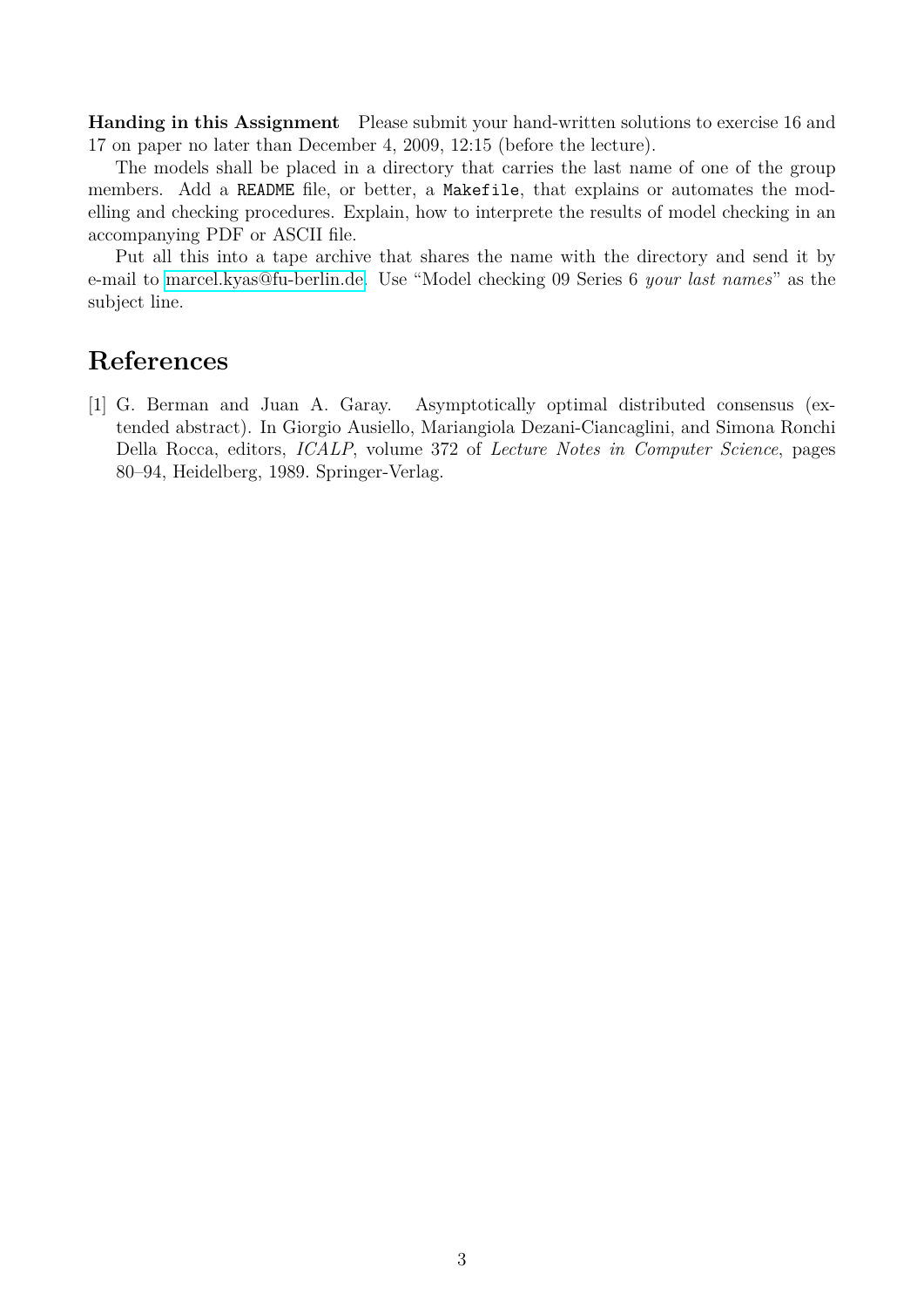**Handing in this Assignment** Please submit your hand-written solutions to exercise 16 and 17 on paper no later than December 4, 2009, 12:15 (before the lecture).

The models shall be placed in a directory that carries the last name of one of the group members. Add a `README` file, or better, a `Makefile`, that explains or automates the modelling and checking procedures. Explain, how to interprete the results of model checking in an accompanying PDF or ASCII file.

Put all this into a tape archive that shares the name with the directory and send it by e-mail to marcel.kyas@fu-berlin.de. Use "Model checking 09 Series 6 *your last names*" as the subject line.

## References

[1] G. Berman and Juan A. Garay. Asymptotically optimal distributed consensus (extended abstract). In Giorgio Ausiello, Mariangiola Dezani-Ciancaglini, and Simona Ronchi Della Rocca, editors, *ICALP*, volume 372 of *Lecture Notes in Computer Science*, pages 80–94, Heidelberg, 1989. Springer-Verlag.